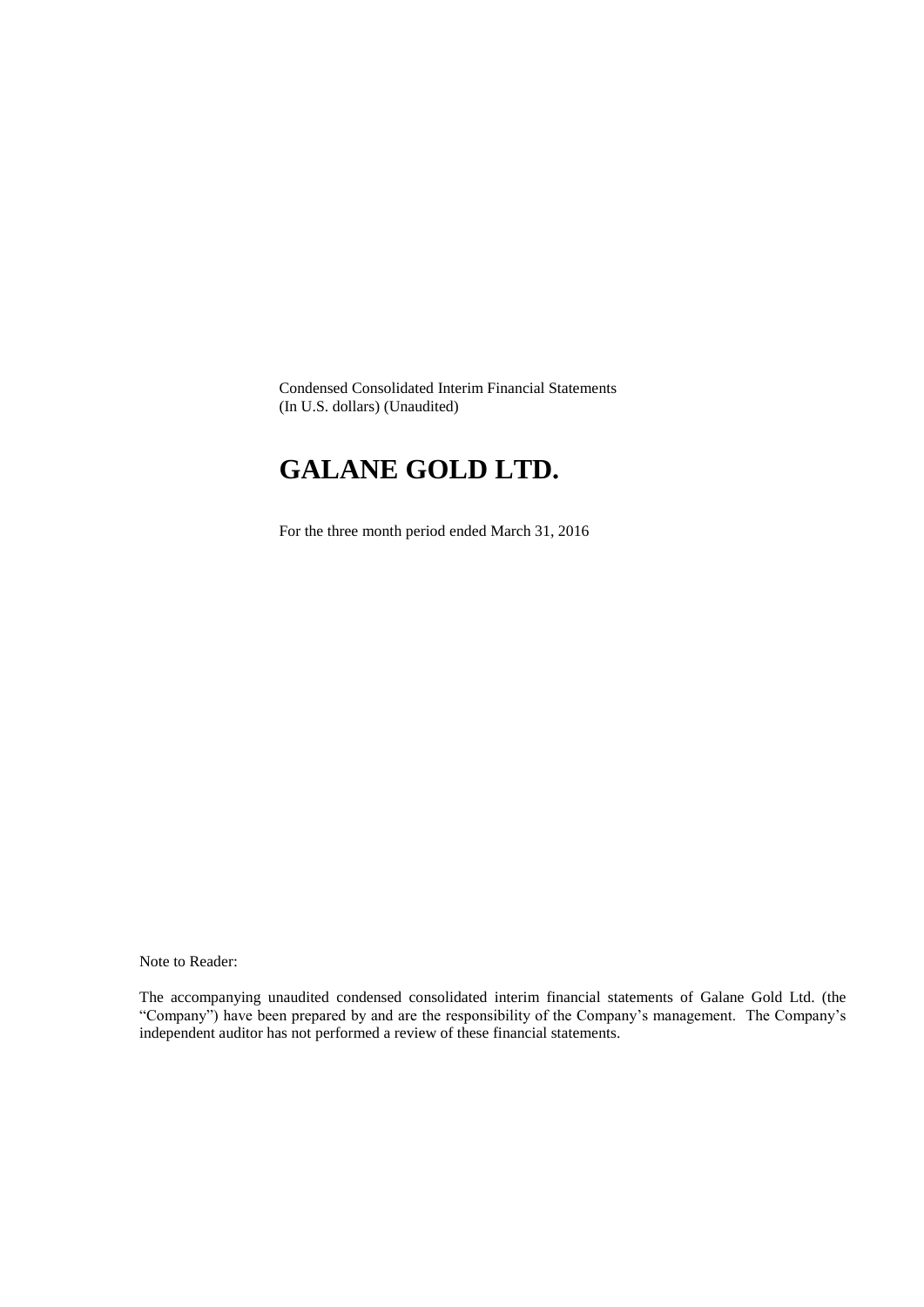Condensed Consolidated Interim Financial Statements
(In U.S. dollars) (Unaudited)

# GALANE GOLD LTD.

For the three month period ended March 31, 2016

Note to Reader:

The accompanying unaudited condensed consolidated interim financial statements of Galane Gold Ltd. (the "Company") have been prepared by and are the responsibility of the Company's management. The Company's independent auditor has not performed a review of these financial statements.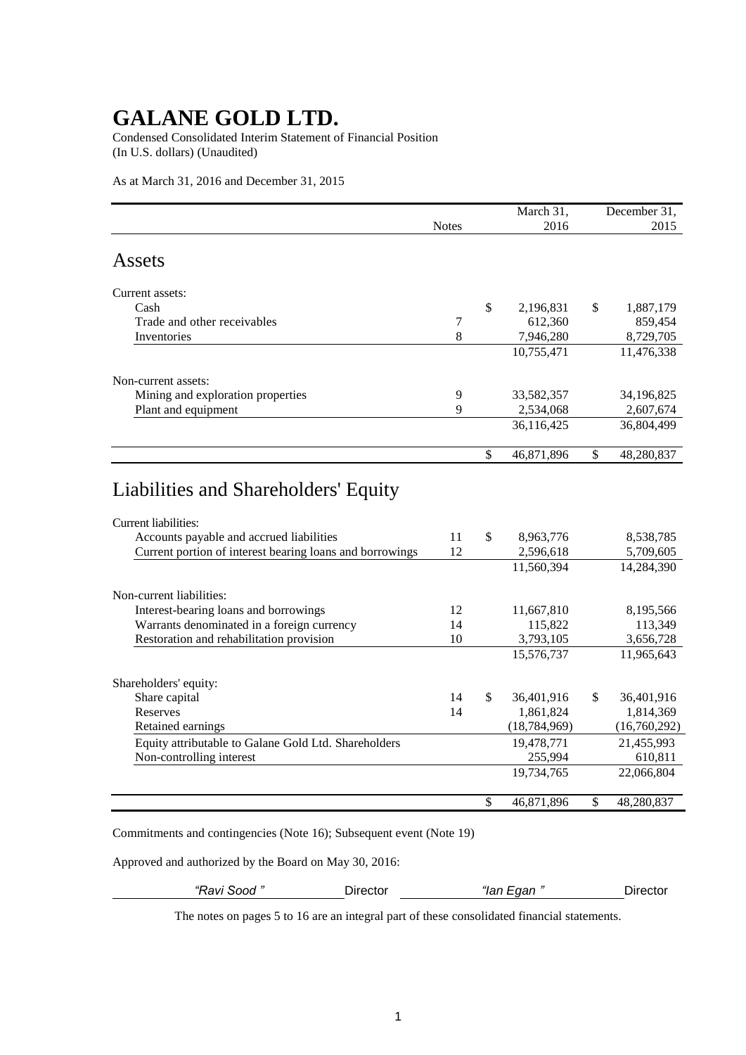# GALANE GOLD LTD.

Condensed Consolidated Interim Statement of Financial Position
(In U.S. dollars) (Unaudited)

As at March 31, 2016 and December 31, 2015

| | Notes | March 31, 2016 | December 31, 2015 |
|---|---|---|---|
| **Assets** | | | |
| Current assets: | | | |
| Cash | | $ 2,196,831 | $ 1,887,179 |
| Trade and other receivables | 7 | 612,360 | 859,454 |
| Inventories | 8 | 7,946,280 | 8,729,705 |
| | | 10,755,471 | 11,476,338 |
| Non-current assets: | | | |
| Mining and exploration properties | 9 | 33,582,357 | 34,196,825 |
| Plant and equipment | 9 | 2,534,068 | 2,607,674 |
| | | 36,116,425 | 36,804,499 |
| | | $ 46,871,896 | $ 48,280,837 |
| **Liabilities and Shareholders' Equity** | | | |
| Current liabilities: | | | |
| Accounts payable and accrued liabilities | 11 | $ 8,963,776 | 8,538,785 |
| Current portion of interest bearing loans and borrowings | 12 | 2,596,618 | 5,709,605 |
| | | 11,560,394 | 14,284,390 |
| Non-current liabilities: | | | |
| Interest-bearing loans and borrowings | 12 | 11,667,810 | 8,195,566 |
| Warrants denominated in a foreign currency | 14 | 115,822 | 113,349 |
| Restoration and rehabilitation provision | 10 | 3,793,105 | 3,656,728 |
| | | 15,576,737 | 11,965,643 |
| Shareholders' equity: | | | |
| Share capital | 14 | $ 36,401,916 | $ 36,401,916 |
| Reserves | 14 | 1,861,824 | 1,814,369 |
| Retained earnings | | (18,784,969) | (16,760,292) |
| Equity attributable to Galane Gold Ltd. Shareholders | | 19,478,771 | 21,455,993 |
| Non-controlling interest | | 255,994 | 610,811 |
| | | 19,734,765 | 22,066,804 |
| | | $ 46,871,896 | $ 48,280,837 |

Commitments and contingencies (Note 16); Subsequent event (Note 19)

Approved and authorized by the Board on May 30, 2016:

*"Ravi Sood"* Director *"Ian Egan"* Director

The notes on pages 5 to 16 are an integral part of these consolidated financial statements.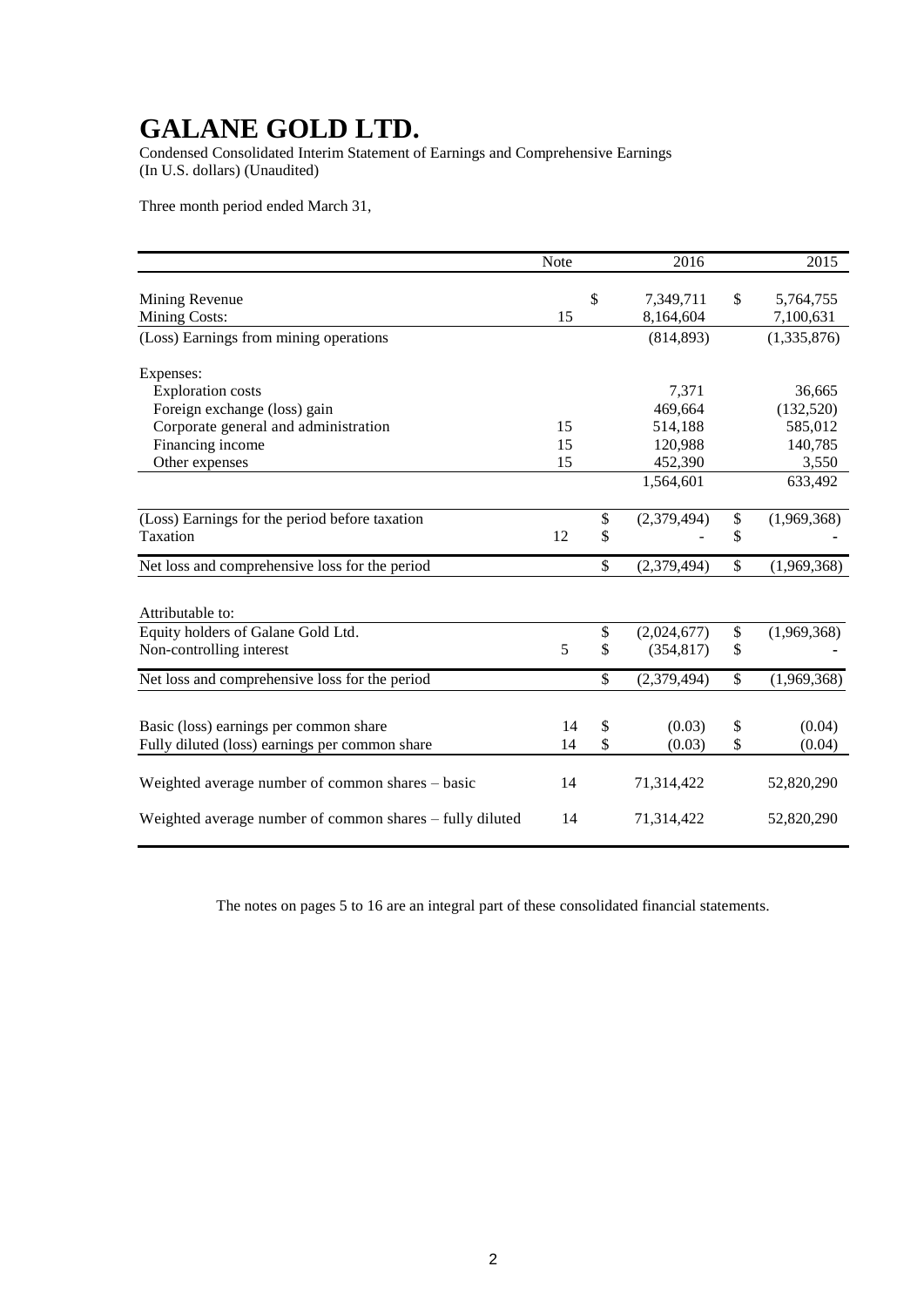# GALANE GOLD LTD.

Condensed Consolidated Interim Statement of Earnings and Comprehensive Earnings
(In U.S. dollars) (Unaudited)

Three month period ended March 31,

| | Note | | 2016 | | 2015 |
|---|---|---|---|---|---|
| Mining Revenue | | $ | 7,349,711 | $ | 5,764,755 |
| Mining Costs: | 15 | | 8,164,604 | | 7,100,631 |
| (Loss) Earnings from mining operations | | | (814,893) | | (1,335,876) |
| Expenses: | | | | | |
| Exploration costs | | | 7,371 | | 36,665 |
| Foreign exchange (loss) gain | | | 469,664 | | (132,520) |
| Corporate general and administration | 15 | | 514,188 | | 585,012 |
| Financing income | 15 | | 120,988 | | 140,785 |
| Other expenses | 15 | | 452,390 | | 3,550 |
| | | | 1,564,601 | | 633,492 |
| (Loss) Earnings for the period before taxation | | $ | (2,379,494) | $ | (1,969,368) |
| Taxation | 12 | $ | - | $ | - |
| Net loss and comprehensive loss for the period | | $ | (2,379,494) | $ | (1,969,368) |
| Attributable to: | | | | | |
| Equity holders of Galane Gold Ltd. | | $ | (2,024,677) | $ | (1,969,368) |
| Non-controlling interest | 5 | $ | (354,817) | $ | - |
| Net loss and comprehensive loss for the period | | $ | (2,379,494) | $ | (1,969,368) |
| Basic (loss) earnings per common share | 14 | $ | (0.03) | $ | (0.04) |
| Fully diluted (loss) earnings per common share | 14 | $ | (0.03) | $ | (0.04) |
| Weighted average number of common shares – basic | 14 | | 71,314,422 | | 52,820,290 |
| Weighted average number of common shares – fully diluted | 14 | | 71,314,422 | | 52,820,290 |

The notes on pages 5 to 16 are an integral part of these consolidated financial statements.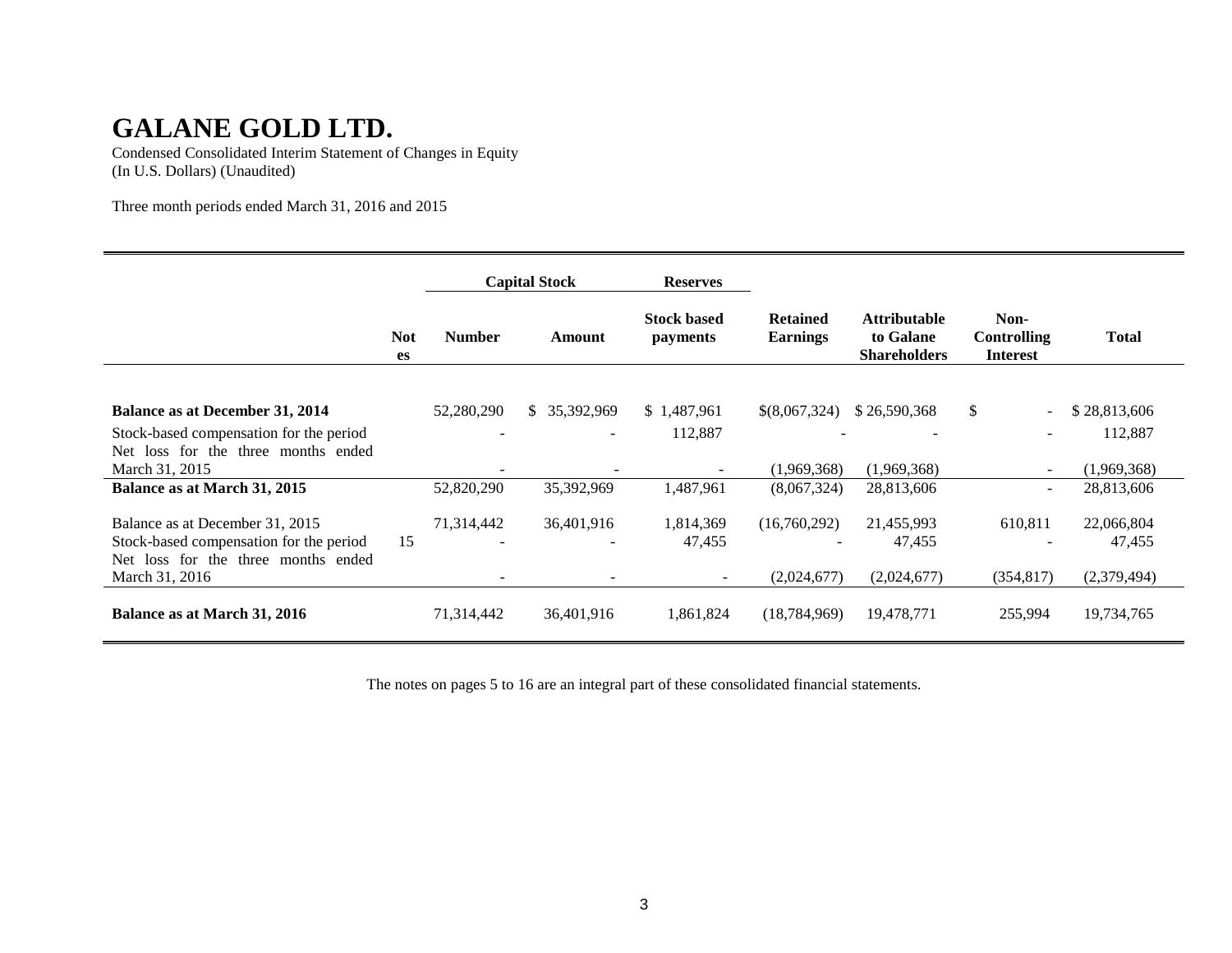# GALANE GOLD LTD.

Condensed Consolidated Interim Statement of Changes in Equity
(In U.S. Dollars) (Unaudited)

Three month periods ended March 31, 2016 and 2015

| | | Capital Stock | | Reserves | | | | |
|---|---|---|---|---|---|---|---|---|
| | Notes | Number | Amount | Stock based payments | Retained Earnings | Attributable to Galane Shareholders | Non-Controlling Interest | Total |
| **Balance as at December 31, 2014** | | 52,280,290 | $ 35,392,969 | $ 1,487,961 | $(8,067,324) | $ 26,590,368 | $ - | $ 28,813,606 |
| Stock-based compensation for the period | | - | - | 112,887 | - | - | - | 112,887 |
| Net loss for the three months ended March 31, 2015 | | - | - | - | (1,969,368) | (1,969,368) | - | (1,969,368) |
| **Balance as at March 31, 2015** | | 52,820,290 | 35,392,969 | 1,487,961 | (8,067,324) | 28,813,606 | - | 28,813,606 |
| Balance as at December 31, 2015 | | 71,314,442 | 36,401,916 | 1,814,369 | (16,760,292) | 21,455,993 | 610,811 | 22,066,804 |
| Stock-based compensation for the period | 15 | - | - | 47,455 | - | 47,455 | - | 47,455 |
| Net loss for the three months ended March 31, 2016 | | - | - | - | (2,024,677) | (2,024,677) | (354,817) | (2,379,494) |
| **Balance as at March 31, 2016** | | 71,314,442 | 36,401,916 | 1,861,824 | (18,784,969) | 19,478,771 | 255,994 | 19,734,765 |

The notes on pages 5 to 16 are an integral part of these consolidated financial statements.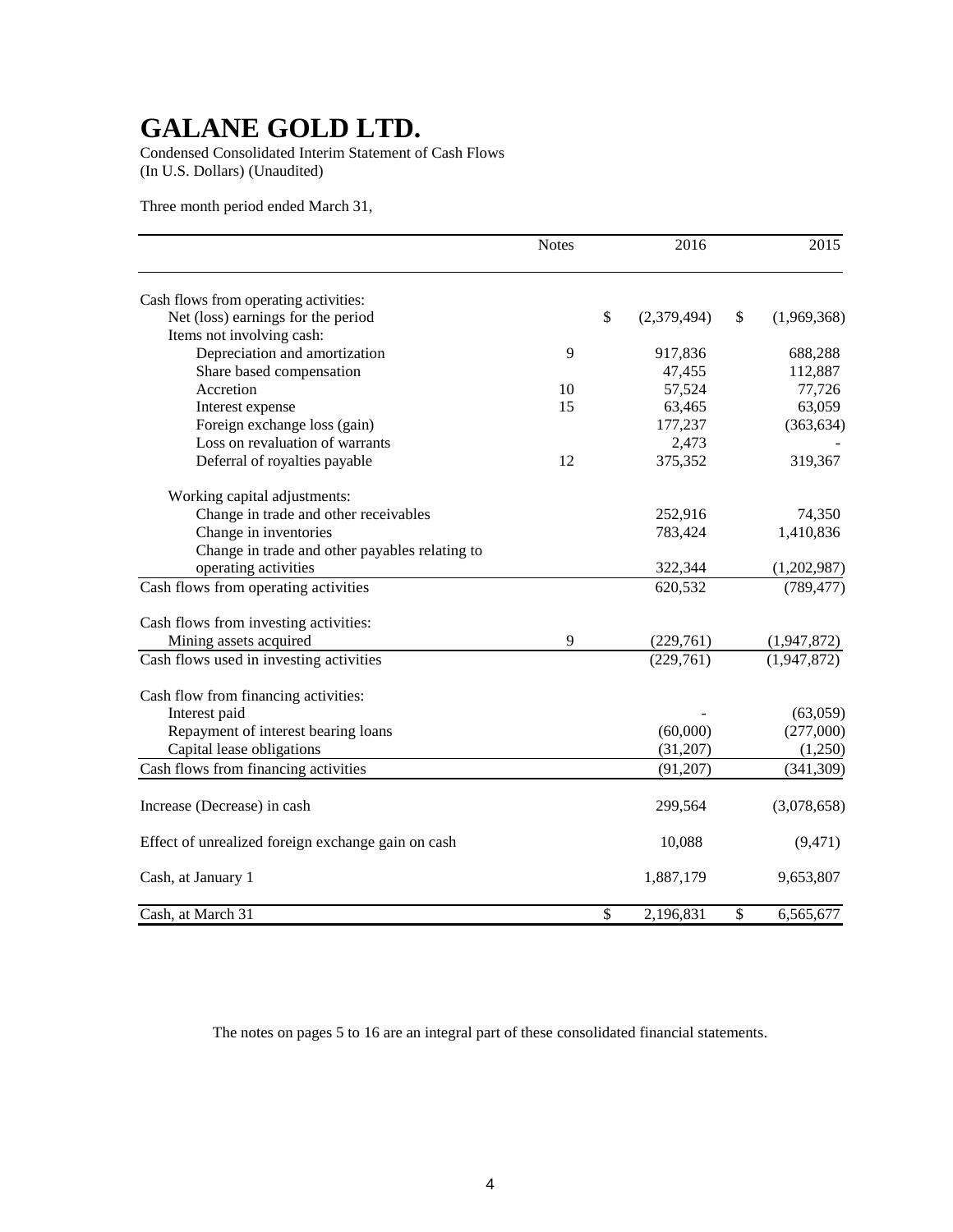# GALANE GOLD LTD.

Condensed Consolidated Interim Statement of Cash Flows
(In U.S. Dollars) (Unaudited)

Three month period ended March 31,

| | Notes | 2016 | 2015 |
|---|---|---|---|
| Cash flows from operating activities: | | | |
| Net (loss) earnings for the period | | $ (2,379,494) | $ (1,969,368) |
| Items not involving cash: | | | |
| Depreciation and amortization | 9 | 917,836 | 688,288 |
| Share based compensation | | 47,455 | 112,887 |
| Accretion | 10 | 57,524 | 77,726 |
| Interest expense | 15 | 63,465 | 63,059 |
| Foreign exchange loss (gain) | | 177,237 | (363,634) |
| Loss on revaluation of warrants | | 2,473 | - |
| Deferral of royalties payable | 12 | 375,352 | 319,367 |
| Working capital adjustments: | | | |
| Change in trade and other receivables | | 252,916 | 74,350 |
| Change in inventories | | 783,424 | 1,410,836 |
| Change in trade and other payables relating to operating activities | | 322,344 | (1,202,987) |
| Cash flows from operating activities | | 620,532 | (789,477) |
| Cash flows from investing activities: | | | |
| Mining assets acquired | 9 | (229,761) | (1,947,872) |
| Cash flows used in investing activities | | (229,761) | (1,947,872) |
| Cash flow from financing activities: | | | |
| Interest paid | | - | (63,059) |
| Repayment of interest bearing loans | | (60,000) | (277,000) |
| Capital lease obligations | | (31,207) | (1,250) |
| Cash flows from financing activities | | (91,207) | (341,309) |
| Increase (Decrease) in cash | | 299,564 | (3,078,658) |
| Effect of unrealized foreign exchange gain on cash | | 10,088 | (9,471) |
| Cash, at January 1 | | 1,887,179 | 9,653,807 |
| Cash, at March 31 | | $ 2,196,831 | $ 6,565,677 |

The notes on pages 5 to 16 are an integral part of these consolidated financial statements.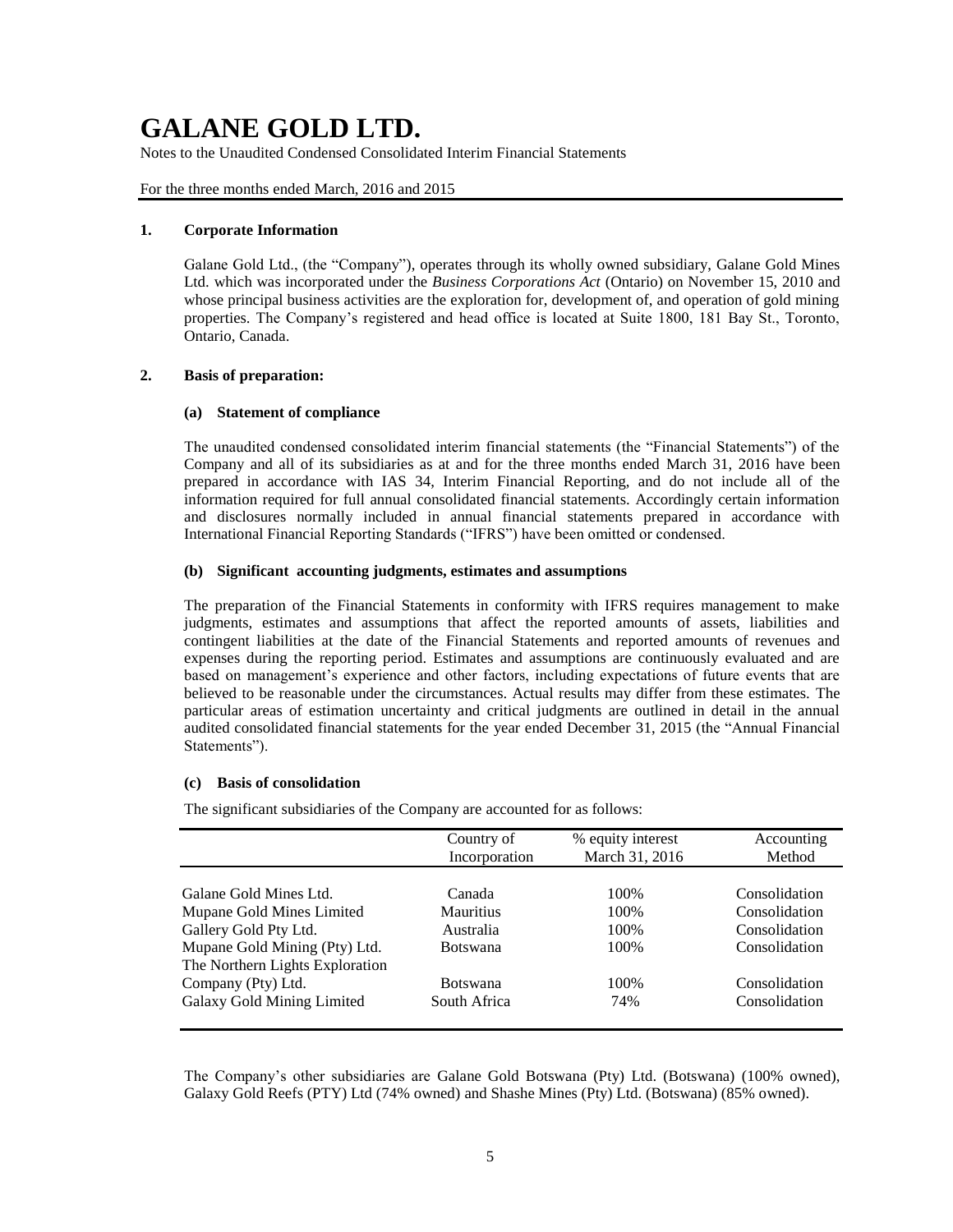# GALANE GOLD LTD.

Notes to the Unaudited Condensed Consolidated Interim Financial Statements

For the three months ended March, 2016 and 2015

**1. Corporate Information**

Galane Gold Ltd., (the "Company"), operates through its wholly owned subsidiary, Galane Gold Mines Ltd. which was incorporated under the *Business Corporations Act* (Ontario) on November 15, 2010 and whose principal business activities are the exploration for, development of, and operation of gold mining properties. The Company's registered and head office is located at Suite 1800, 181 Bay St., Toronto, Ontario, Canada.

**2. Basis of preparation:**

**(a) Statement of compliance**

The unaudited condensed consolidated interim financial statements (the "Financial Statements") of the Company and all of its subsidiaries as at and for the three months ended March 31, 2016 have been prepared in accordance with IAS 34, Interim Financial Reporting, and do not include all of the information required for full annual consolidated financial statements. Accordingly certain information and disclosures normally included in annual financial statements prepared in accordance with International Financial Reporting Standards ("IFRS") have been omitted or condensed.

**(b) Significant accounting judgments, estimates and assumptions**

The preparation of the Financial Statements in conformity with IFRS requires management to make judgments, estimates and assumptions that affect the reported amounts of assets, liabilities and contingent liabilities at the date of the Financial Statements and reported amounts of revenues and expenses during the reporting period. Estimates and assumptions are continuously evaluated and are based on management's experience and other factors, including expectations of future events that are believed to be reasonable under the circumstances. Actual results may differ from these estimates. The particular areas of estimation uncertainty and critical judgments are outlined in detail in the annual audited consolidated financial statements for the year ended December 31, 2015 (the "Annual Financial Statements").

**(c) Basis of consolidation**

The significant subsidiaries of the Company are accounted for as follows:

| | Country of Incorporation | % equity interest March 31, 2016 | Accounting Method |
|---|---|---|---|
| Galane Gold Mines Ltd. | Canada | 100% | Consolidation |
| Mupane Gold Mines Limited | Mauritius | 100% | Consolidation |
| Gallery Gold Pty Ltd. | Australia | 100% | Consolidation |
| Mupane Gold Mining (Pty) Ltd. | Botswana | 100% | Consolidation |
| The Northern Lights Exploration Company (Pty) Ltd. | Botswana | 100% | Consolidation |
| Galaxy Gold Mining Limited | South Africa | 74% | Consolidation |

The Company's other subsidiaries are Galane Gold Botswana (Pty) Ltd. (Botswana) (100% owned), Galaxy Gold Reefs (PTY) Ltd (74% owned) and Shashe Mines (Pty) Ltd. (Botswana) (85% owned).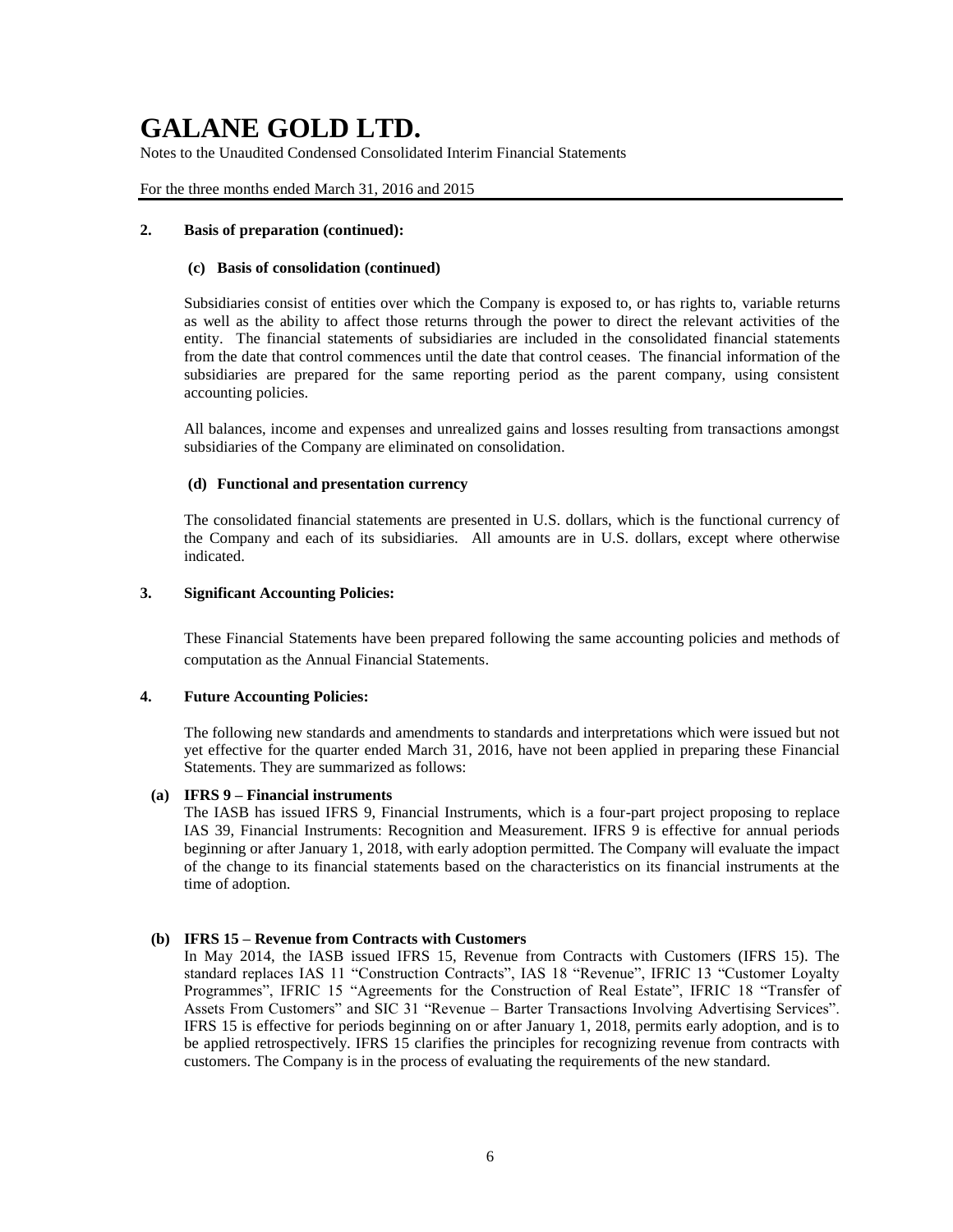## 2. Basis of preparation (continued):

### (c) Basis of consolidation (continued)

Subsidiaries consist of entities over which the Company is exposed to, or has rights to, variable returns as well as the ability to affect those returns through the power to direct the relevant activities of the entity. The financial statements of subsidiaries are included in the consolidated financial statements from the date that control commences until the date that control ceases. The financial information of the subsidiaries are prepared for the same reporting period as the parent company, using consistent accounting policies.

All balances, income and expenses and unrealized gains and losses resulting from transactions amongst subsidiaries of the Company are eliminated on consolidation.

### (d) Functional and presentation currency

The consolidated financial statements are presented in U.S. dollars, which is the functional currency of the Company and each of its subsidiaries. All amounts are in U.S. dollars, except where otherwise indicated.

## 3. Significant Accounting Policies:

These Financial Statements have been prepared following the same accounting policies and methods of computation as the Annual Financial Statements.

## 4. Future Accounting Policies:

The following new standards and amendments to standards and interpretations which were issued but not yet effective for the quarter ended March 31, 2016, have not been applied in preparing these Financial Statements. They are summarized as follows:

### (a) IFRS 9 – Financial instruments

The IASB has issued IFRS 9, Financial Instruments, which is a four-part project proposing to replace IAS 39, Financial Instruments: Recognition and Measurement. IFRS 9 is effective for annual periods beginning or after January 1, 2018, with early adoption permitted. The Company will evaluate the impact of the change to its financial statements based on the characteristics on its financial instruments at the time of adoption.

### (b) IFRS 15 – Revenue from Contracts with Customers

In May 2014, the IASB issued IFRS 15, Revenue from Contracts with Customers (IFRS 15). The standard replaces IAS 11 "Construction Contracts", IAS 18 "Revenue", IFRIC 13 "Customer Loyalty Programmes", IFRIC 15 "Agreements for the Construction of Real Estate", IFRIC 18 "Transfer of Assets From Customers" and SIC 31 "Revenue – Barter Transactions Involving Advertising Services". IFRS 15 is effective for periods beginning on or after January 1, 2018, permits early adoption, and is to be applied retrospectively. IFRS 15 clarifies the principles for recognizing revenue from contracts with customers. The Company is in the process of evaluating the requirements of the new standard.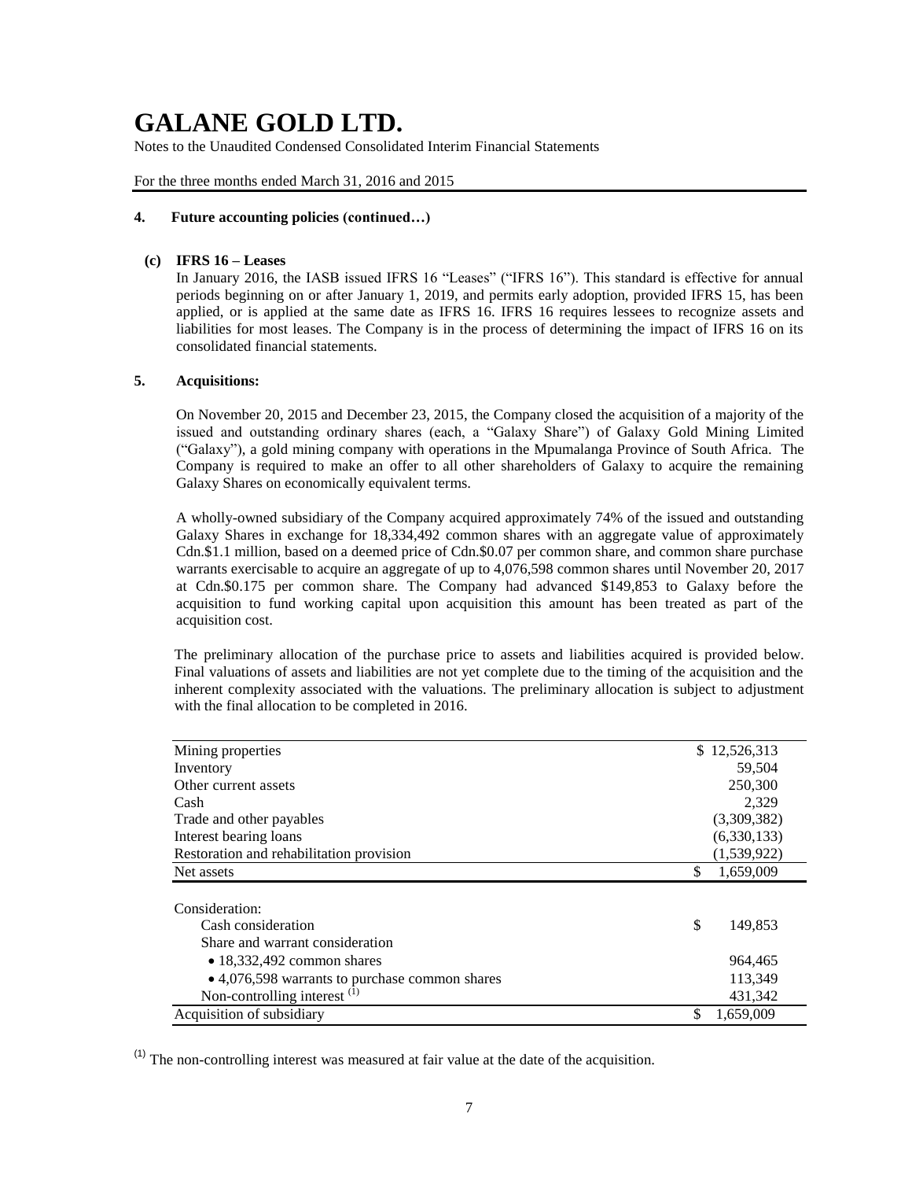# GALANE GOLD LTD.

Notes to the Unaudited Condensed Consolidated Interim Financial Statements

For the three months ended March 31, 2016 and 2015

## 4. Future accounting policies (continued…)

### (c) IFRS 16 – Leases

In January 2016, the IASB issued IFRS 16 "Leases" ("IFRS 16"). This standard is effective for annual periods beginning on or after January 1, 2019, and permits early adoption, provided IFRS 15, has been applied, or is applied at the same date as IFRS 16. IFRS 16 requires lessees to recognize assets and liabilities for most leases. The Company is in the process of determining the impact of IFRS 16 on its consolidated financial statements.

## 5. Acquisitions:

On November 20, 2015 and December 23, 2015, the Company closed the acquisition of a majority of the issued and outstanding ordinary shares (each, a "Galaxy Share") of Galaxy Gold Mining Limited ("Galaxy"), a gold mining company with operations in the Mpumalanga Province of South Africa. The Company is required to make an offer to all other shareholders of Galaxy to acquire the remaining Galaxy Shares on economically equivalent terms.

A wholly-owned subsidiary of the Company acquired approximately 74% of the issued and outstanding Galaxy Shares in exchange for 18,334,492 common shares with an aggregate value of approximately Cdn.$1.1 million, based on a deemed price of Cdn.$0.07 per common share, and common share purchase warrants exercisable to acquire an aggregate of up to 4,076,598 common shares until November 20, 2017 at Cdn.$0.175 per common share. The Company had advanced $149,853 to Galaxy before the acquisition to fund working capital upon acquisition this amount has been treated as part of the acquisition cost.

The preliminary allocation of the purchase price to assets and liabilities acquired is provided below. Final valuations of assets and liabilities are not yet complete due to the timing of the acquisition and the inherent complexity associated with the valuations. The preliminary allocation is subject to adjustment with the final allocation to be completed in 2016.

| | |
|---|---|
| Mining properties | $ 12,526,313 |
| Inventory | 59,504 |
| Other current assets | 250,300 |
| Cash | 2,329 |
| Trade and other payables | (3,309,382) |
| Interest bearing loans | (6,330,133) |
| Restoration and rehabilitation provision | (1,539,922) |
| Net assets | $ 1,659,009 |
| | |
| Consideration: | |
| Cash consideration | $ 149,853 |
| Share and warrant consideration | |
| • 18,332,492 common shares | 964,465 |
| • 4,076,598 warrants to purchase common shares | 113,349 |
| Non-controlling interest [(1)] | 431,342 |
| Acquisition of subsidiary | $ 1,659,009 |

[(1)] The non-controlling interest was measured at fair value at the date of the acquisition.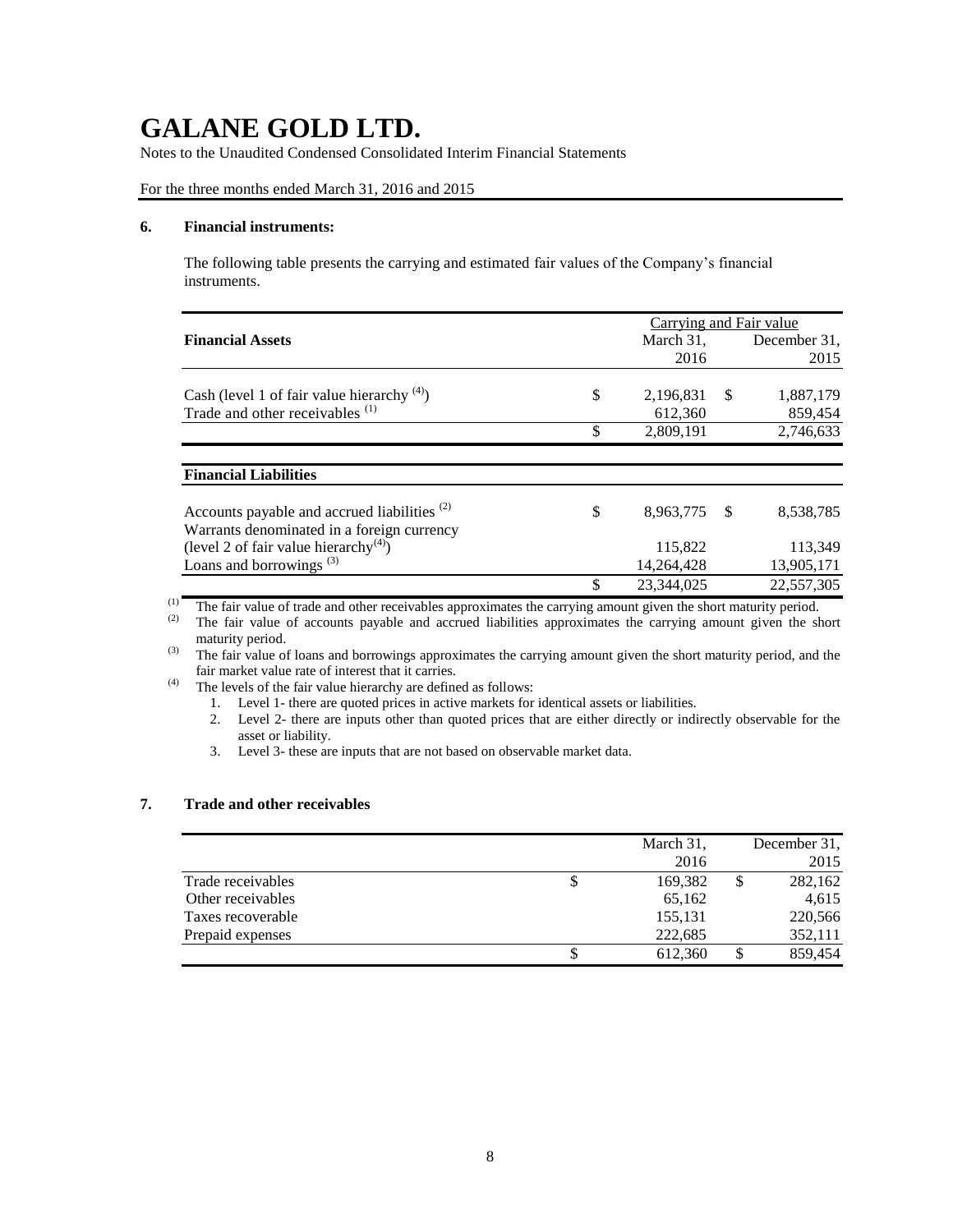# GALANE GOLD LTD.

Notes to the Unaudited Condensed Consolidated Interim Financial Statements

For the three months ended March 31, 2016 and 2015

## 6. Financial instruments:

The following table presents the carrying and estimated fair values of the Company's financial instruments.

| | Carrying and Fair value | |
|---|---|---|
| **Financial Assets** | March 31, 2016 | December 31, 2015 |
| Cash (level 1 of fair value hierarchy [4]) | $ 2,196,831 | $ 1,887,179 |
| Trade and other receivables [1] | 612,360 | 859,454 |
| | $ 2,809,191 | 2,746,633 |

| **Financial Liabilities** | | |
|---|---|---|
| Accounts payable and accrued liabilities [2] | $ 8,963,775 | $ 8,538,785 |
| Warrants denominated in a foreign currency (level 2 of fair value hierarchy[4]) | 115,822 | 113,349 |
| Loans and borrowings [3] | 14,264,428 | 13,905,171 |
| | $ 23,344,025 | 22,557,305 |

(1) The fair value of trade and other receivables approximates the carrying amount given the short maturity period.

(2) The fair value of accounts payable and accrued liabilities approximates the carrying amount given the short maturity period.

(3) The fair value of loans and borrowings approximates the carrying amount given the short maturity period, and the fair market value rate of interest that it carries.

(4) The levels of the fair value hierarchy are defined as follows:

1. Level 1- there are quoted prices in active markets for identical assets or liabilities.
2. Level 2- there are inputs other than quoted prices that are either directly or indirectly observable for the asset or liability.
3. Level 3- these are inputs that are not based on observable market data.

## 7. Trade and other receivables

| | March 31, 2016 | December 31, 2015 |
|---|---|---|
| Trade receivables | $ 169,382 | $ 282,162 |
| Other receivables | 65,162 | 4,615 |
| Taxes recoverable | 155,131 | 220,566 |
| Prepaid expenses | 222,685 | 352,111 |
| | $ 612,360 | $ 859,454 |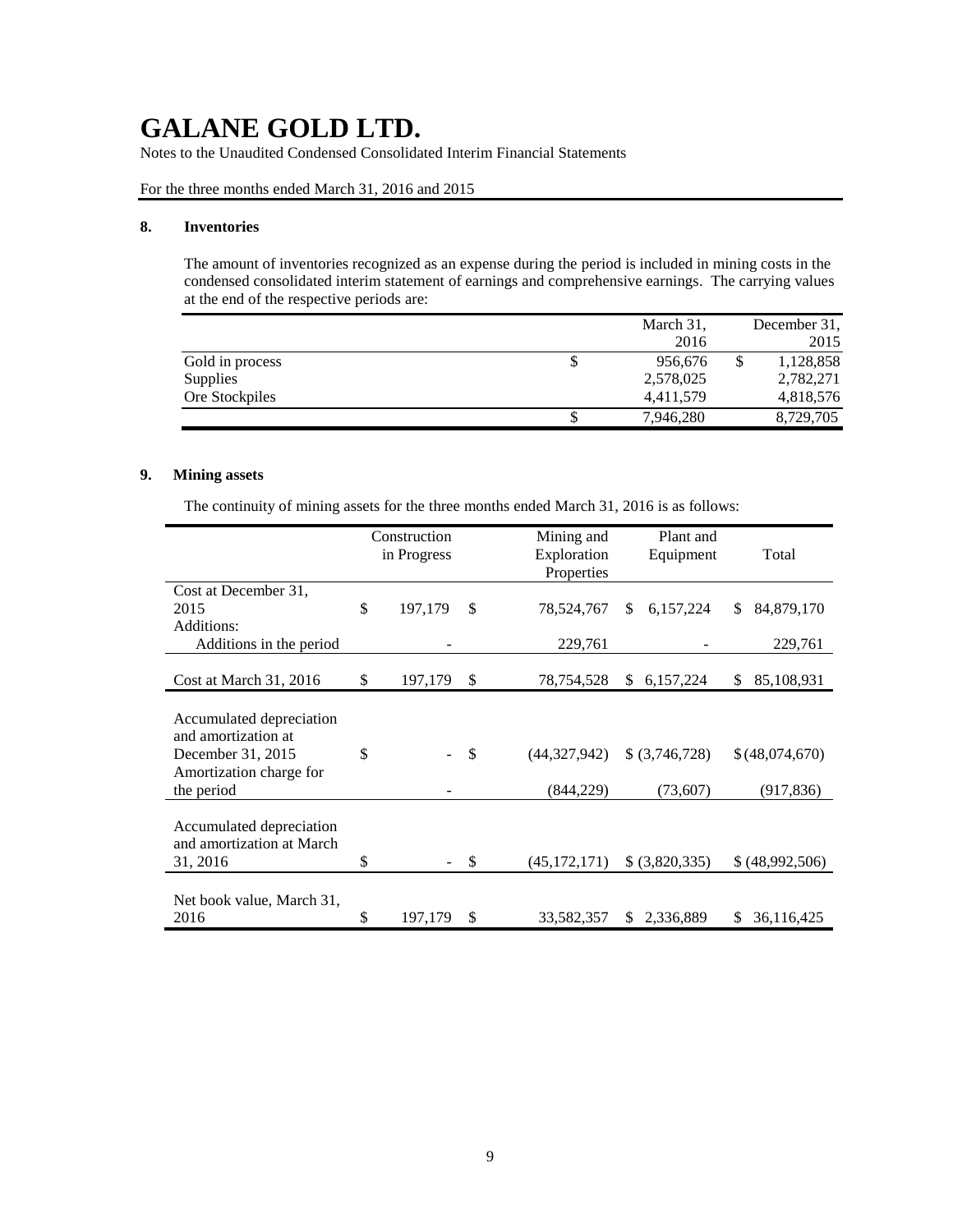# GALANE GOLD LTD.

Notes to the Unaudited Condensed Consolidated Interim Financial Statements

For the three months ended March 31, 2016 and 2015

## 8. Inventories

The amount of inventories recognized as an expense during the period is included in mining costs in the condensed consolidated interim statement of earnings and comprehensive earnings. The carrying values at the end of the respective periods are:

| | March 31, 2016 | December 31, 2015 |
|---|---|---|
| Gold in process | $ 956,676 | $ 1,128,858 |
| Supplies | 2,578,025 | 2,782,271 |
| Ore Stockpiles | 4,411,579 | 4,818,576 |
| | $ 7,946,280 | 8,729,705 |

## 9. Mining assets

The continuity of mining assets for the three months ended March 31, 2016 is as follows:

| | Construction in Progress | Mining and Exploration Properties | Plant and Equipment | Total |
|---|---|---|---|---|
| Cost at December 31, 2015 | $ 197,179 | $ 78,524,767 | $ 6,157,224 | $ 84,879,170 |
| Additions: | | | | |
| Additions in the period | - | 229,761 | - | 229,761 |
| Cost at March 31, 2016 | $ 197,179 | $ 78,754,528 | $ 6,157,224 | $ 85,108,931 |
| Accumulated depreciation and amortization at December 31, 2015 | $ - | $ (44,327,942) | $ (3,746,728) | $ (48,074,670) |
| Amortization charge for the period | - | (844,229) | (73,607) | (917,836) |
| Accumulated depreciation and amortization at March 31, 2016 | $ - | $ (45,172,171) | $ (3,820,335) | $ (48,992,506) |
| Net book value, March 31, 2016 | $ 197,179 | $ 33,582,357 | $ 2,336,889 | $ 36,116,425 |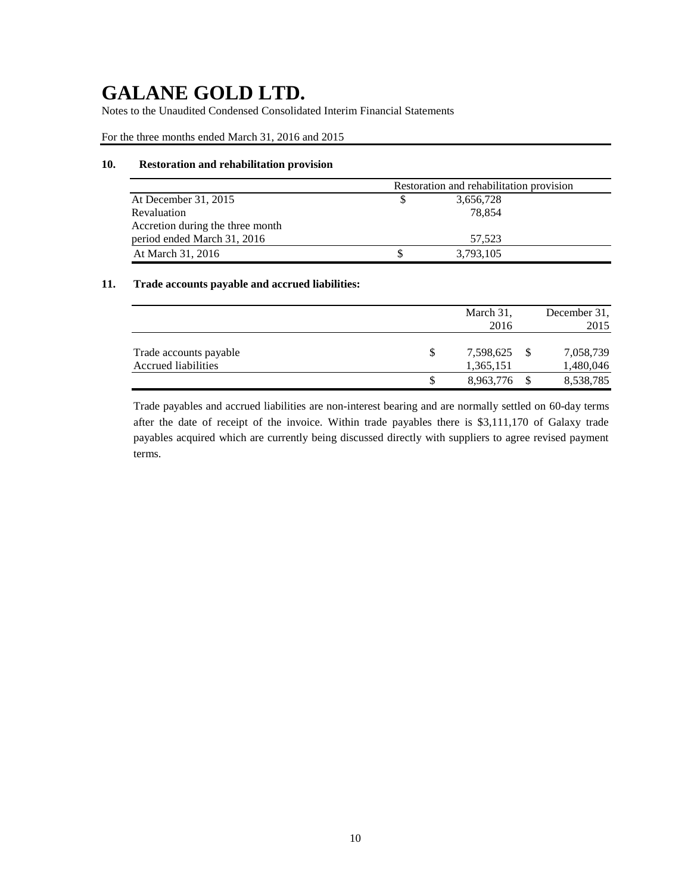# GALANE GOLD LTD.

Notes to the Unaudited Condensed Consolidated Interim Financial Statements

For the three months ended March 31, 2016 and 2015

## 10. Restoration and rehabilitation provision

| | Restoration and rehabilitation provision |
|---|---|
| At December 31, 2015 | $ 3,656,728 |
| Revaluation | 78,854 |
| Accretion during the three month period ended March 31, 2016 | 57,523 |
| At March 31, 2016 | $ 3,793,105 |

## 11. Trade accounts payable and accrued liabilities:

| | March 31, 2016 | December 31, 2015 |
|---|---|---|
| Trade accounts payable | $ 7,598,625 | $ 7,058,739 |
| Accrued liabilities | 1,365,151 | 1,480,046 |
| | $ 8,963,776 | $ 8,538,785 |

Trade payables and accrued liabilities are non-interest bearing and are normally settled on 60-day terms after the date of receipt of the invoice. Within trade payables there is $3,111,170 of Galaxy trade payables acquired which are currently being discussed directly with suppliers to agree revised payment terms.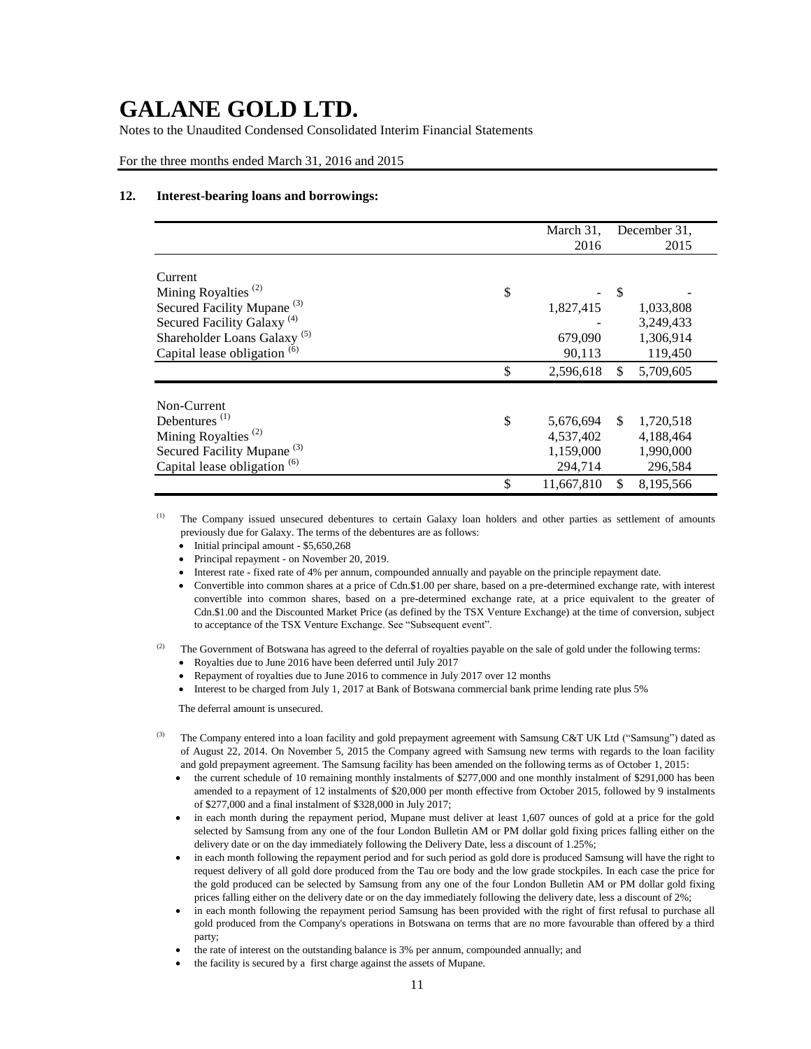# GALANE GOLD LTD.

Notes to the Unaudited Condensed Consolidated Interim Financial Statements

For the three months ended March 31, 2016 and 2015

## 12. Interest-bearing loans and borrowings:

| | | March 31, 2016 | | December 31, 2015 |
|---|---|---|---|---|
| Current | | | | |
| Mining Royalties [(2)] | $ | - | $ | - |
| Secured Facility Mupane [(3)] | | 1,827,415 | | 1,033,808 |
| Secured Facility Galaxy [(4)] | | - | | 3,249,433 |
| Shareholder Loans Galaxy [(5)] | | 679,090 | | 1,306,914 |
| Capital lease obligation [(6)] | | 90,113 | | 119,450 |
| | $ | 2,596,618 | $ | 5,709,605 |
| Non-Current | | | | |
| Debentures [(1)] | $ | 5,676,694 | $ | 1,720,518 |
| Mining Royalties [(2)] | | 4,537,402 | | 4,188,464 |
| Secured Facility Mupane [(3)] | | 1,159,000 | | 1,990,000 |
| Capital lease obligation [(6)] | | 294,714 | | 296,584 |
| | $ | 11,667,810 | $ | 8,195,566 |

(1) The Company issued unsecured debentures to certain Galaxy loan holders and other parties as settlement of amounts previously due for Galaxy. The terms of the debentures are as follows:

- Initial principal amount - $5,650,268
- Principal repayment - on November 20, 2019.
- Interest rate - fixed rate of 4% per annum, compounded annually and payable on the principle repayment date.
- Convertible into common shares at a price of Cdn.$1.00 per share, based on a pre-determined exchange rate, with interest convertible into common shares, based on a pre-determined exchange rate, at a price equivalent to the greater of Cdn.$1.00 and the Discounted Market Price (as defined by the TSX Venture Exchange) at the time of conversion, subject to acceptance of the TSX Venture Exchange. See "Subsequent event".

(2) The Government of Botswana has agreed to the deferral of royalties payable on the sale of gold under the following terms:

- Royalties due to June 2016 have been deferred until July 2017
- Repayment of royalties due to June 2016 to commence in July 2017 over 12 months
- Interest to be charged from July 1, 2017 at Bank of Botswana commercial bank prime lending rate plus 5%

The deferral amount is unsecured.

(3) The Company entered into a loan facility and gold prepayment agreement with Samsung C&T UK Ltd ("Samsung") dated as of August 22, 2014. On November 5, 2015 the Company agreed with Samsung new terms with regards to the loan facility and gold prepayment agreement. The Samsung facility has been amended on the following terms as of October 1, 2015:

- the current schedule of 10 remaining monthly instalments of $277,000 and one monthly instalment of $291,000 has been amended to a repayment of 12 instalments of $20,000 per month effective from October 2015, followed by 9 instalments of $277,000 and a final instalment of $328,000 in July 2017;
- in each month during the repayment period, Mupane must deliver at least 1,607 ounces of gold at a price for the gold selected by Samsung from any one of the four London Bulletin AM or PM dollar gold fixing prices falling either on the delivery date or on the day immediately following the Delivery Date, less a discount of 1.25%;
- in each month following the repayment period and for such period as gold dore is produced Samsung will have the right to request delivery of all gold dore produced from the Tau ore body and the low grade stockpiles. In each case the price for the gold produced can be selected by Samsung from any one of the four London Bulletin AM or PM dollar gold fixing prices falling either on the delivery date or on the day immediately following the delivery date, less a discount of 2%;
- in each month following the repayment period Samsung has been provided with the right of first refusal to purchase all gold produced from the Company's operations in Botswana on terms that are no more favourable than offered by a third party;
- the rate of interest on the outstanding balance is 3% per annum, compounded annually; and
- the facility is secured by a first charge against the assets of Mupane.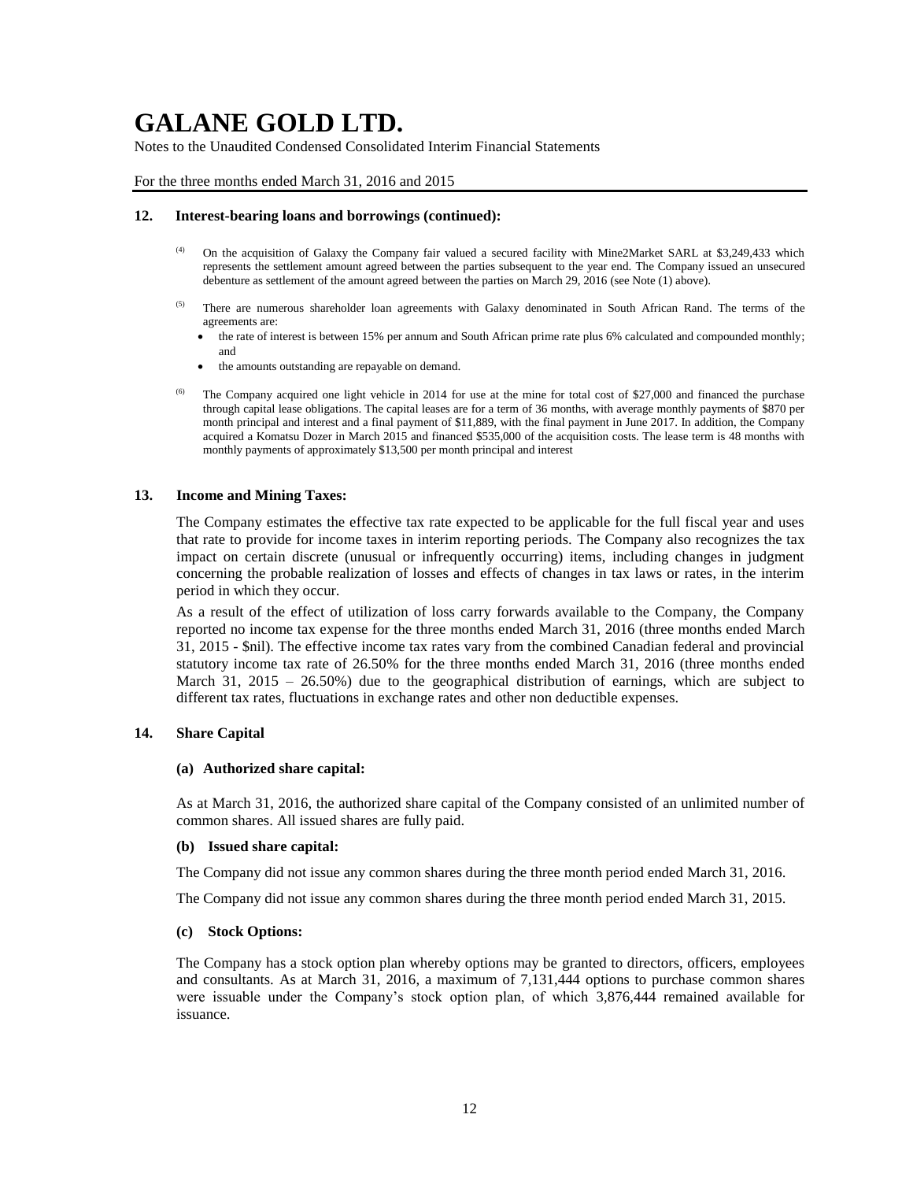# GALANE GOLD LTD.

Notes to the Unaudited Condensed Consolidated Interim Financial Statements

For the three months ended March 31, 2016 and 2015

## 12. Interest-bearing loans and borrowings (continued):

(4) On the acquisition of Galaxy the Company fair valued a secured facility with Mine2Market SARL at $3,249,433 which represents the settlement amount agreed between the parties subsequent to the year end. The Company issued an unsecured debenture as settlement of the amount agreed between the parties on March 29, 2016 (see Note (1) above).

(5) There are numerous shareholder loan agreements with Galaxy denominated in South African Rand. The terms of the agreements are:

- the rate of interest is between 15% per annum and South African prime rate plus 6% calculated and compounded monthly; and
- the amounts outstanding are repayable on demand.

(6) The Company acquired one light vehicle in 2014 for use at the mine for total cost of $27,000 and financed the purchase through capital lease obligations. The capital leases are for a term of 36 months, with average monthly payments of $870 per month principal and interest and a final payment of $11,889, with the final payment in June 2017. In addition, the Company acquired a Komatsu Dozer in March 2015 and financed $535,000 of the acquisition costs. The lease term is 48 months with monthly payments of approximately $13,500 per month principal and interest

## 13. Income and Mining Taxes:

The Company estimates the effective tax rate expected to be applicable for the full fiscal year and uses that rate to provide for income taxes in interim reporting periods. The Company also recognizes the tax impact on certain discrete (unusual or infrequently occurring) items, including changes in judgment concerning the probable realization of losses and effects of changes in tax laws or rates, in the interim period in which they occur.

As a result of the effect of utilization of loss carry forwards available to the Company, the Company reported no income tax expense for the three months ended March 31, 2016 (three months ended March 31, 2015 - $nil). The effective income tax rates vary from the combined Canadian federal and provincial statutory income tax rate of 26.50% for the three months ended March 31, 2016 (three months ended March 31, 2015 – 26.50%) due to the geographical distribution of earnings, which are subject to different tax rates, fluctuations in exchange rates and other non deductible expenses.

## 14. Share Capital

### (a) Authorized share capital:

As at March 31, 2016, the authorized share capital of the Company consisted of an unlimited number of common shares. All issued shares are fully paid.

### (b) Issued share capital:

The Company did not issue any common shares during the three month period ended March 31, 2016.

The Company did not issue any common shares during the three month period ended March 31, 2015.

### (c) Stock Options:

The Company has a stock option plan whereby options may be granted to directors, officers, employees and consultants. As at March 31, 2016, a maximum of 7,131,444 options to purchase common shares were issuable under the Company's stock option plan, of which 3,876,444 remained available for issuance.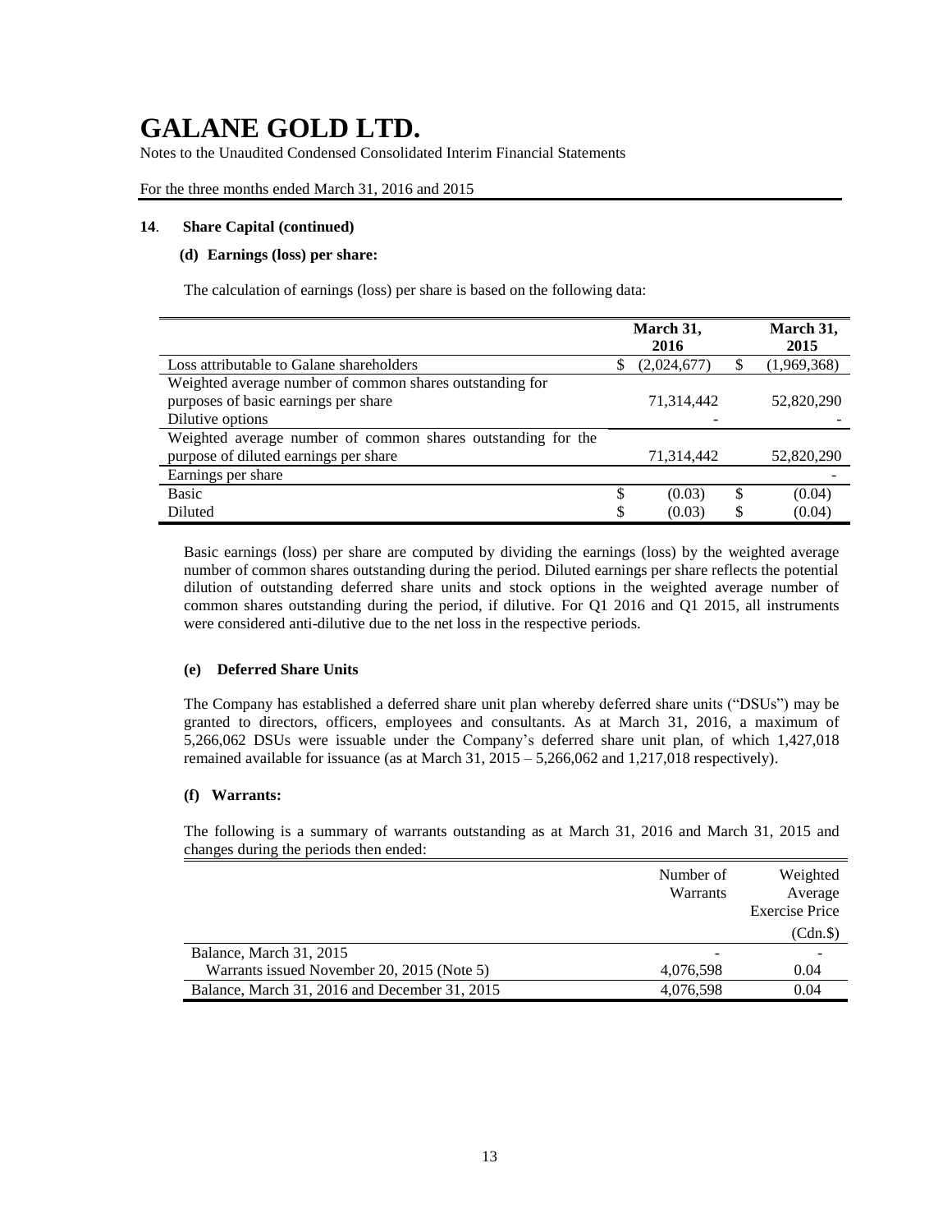# GALANE GOLD LTD.

Notes to the Unaudited Condensed Consolidated Interim Financial Statements

For the three months ended March 31, 2016 and 2015

**14. Share Capital (continued)**

**(d) Earnings (loss) per share:**

The calculation of earnings (loss) per share is based on the following data:

| | March 31, 2016 | March 31, 2015 |
|---|---|---|
| Loss attributable to Galane shareholders | $ (2,024,677) | $ (1,969,368) |
| Weighted average number of common shares outstanding for purposes of basic earnings per share | 71,314,442 | 52,820,290 |
| Dilutive options | - | - |
| Weighted average number of common shares outstanding for the purpose of diluted earnings per share | 71,314,442 | 52,820,290 |
| Earnings per share | | - |
| Basic | $ (0.03) | $ (0.04) |
| Diluted | $ (0.03) | $ (0.04) |

Basic earnings (loss) per share are computed by dividing the earnings (loss) by the weighted average number of common shares outstanding during the period. Diluted earnings per share reflects the potential dilution of outstanding deferred share units and stock options in the weighted average number of common shares outstanding during the period, if dilutive. For Q1 2016 and Q1 2015, all instruments were considered anti-dilutive due to the net loss in the respective periods.

**(e) Deferred Share Units**

The Company has established a deferred share unit plan whereby deferred share units ("DSUs") may be granted to directors, officers, employees and consultants. As at March 31, 2016, a maximum of 5,266,062 DSUs were issuable under the Company's deferred share unit plan, of which 1,427,018 remained available for issuance (as at March 31, 2015 – 5,266,062 and 1,217,018 respectively).

**(f) Warrants:**

The following is a summary of warrants outstanding as at March 31, 2016 and March 31, 2015 and changes during the periods then ended:

| | Number of Warrants | Weighted Average Exercise Price (Cdn.$) |
|---|---|---|
| Balance, March 31, 2015 | - | - |
| Warrants issued November 20, 2015 (Note 5) | 4,076,598 | 0.04 |
| Balance, March 31, 2016 and December 31, 2015 | 4,076,598 | 0.04 |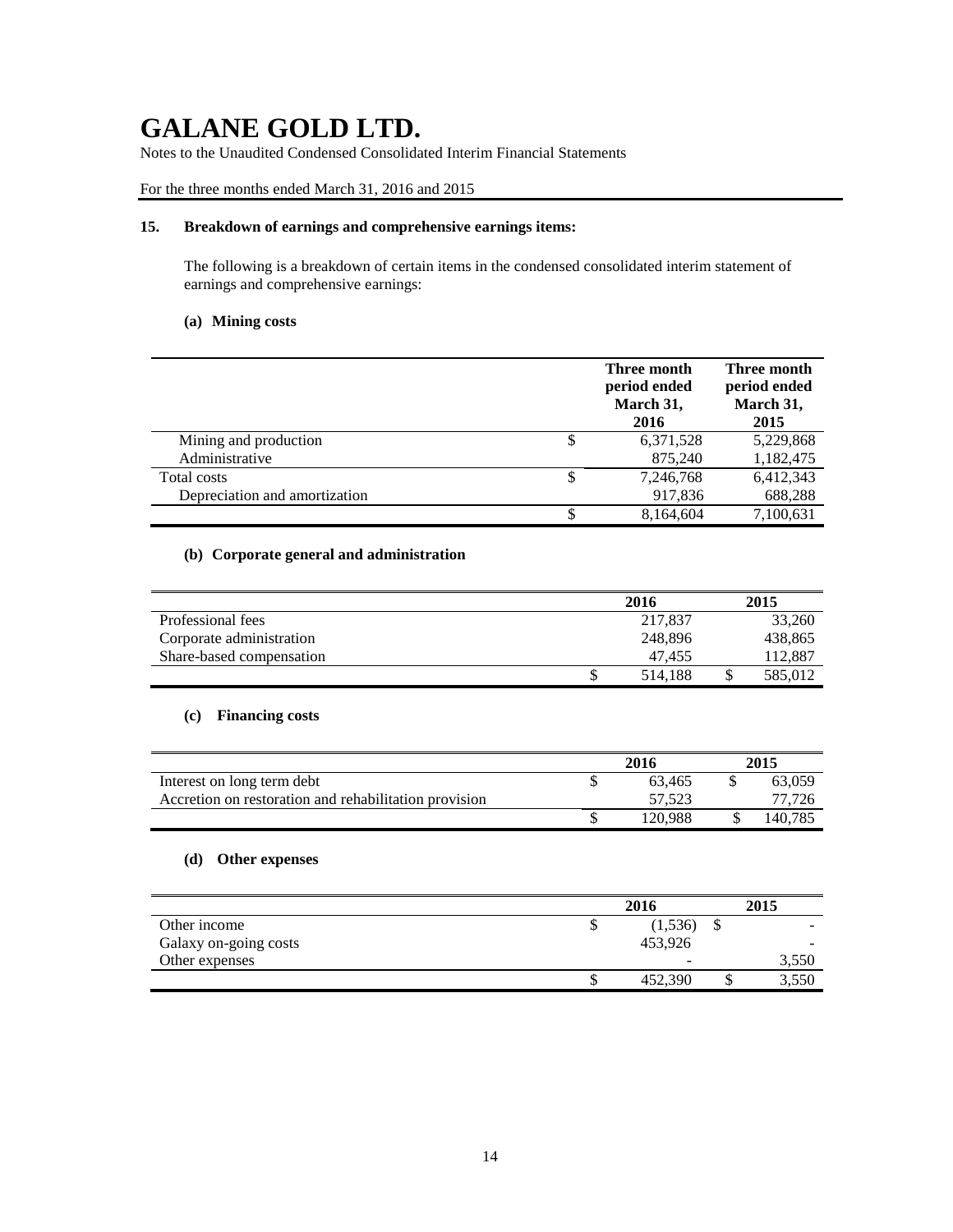# GALANE GOLD LTD.

Notes to the Unaudited Condensed Consolidated Interim Financial Statements

For the three months ended March 31, 2016 and 2015

## 15. Breakdown of earnings and comprehensive earnings items:

The following is a breakdown of certain items in the condensed consolidated interim statement of earnings and comprehensive earnings:

### (a) Mining costs

| | | Three month period ended March 31, 2016 | Three month period ended March 31, 2015 |
|---|---|---|---|
| Mining and production | $ | 6,371,528 | 5,229,868 |
| Administrative | | 875,240 | 1,182,475 |
| Total costs | $ | 7,246,768 | 6,412,343 |
| Depreciation and amortization | | 917,836 | 688,288 |
| | $ | 8,164,604 | 7,100,631 |

### (b) Corporate general and administration

| | | 2016 | | 2015 |
|---|---|---|---|---|
| Professional fees | | 217,837 | | 33,260 |
| Corporate administration | | 248,896 | | 438,865 |
| Share-based compensation | | 47,455 | | 112,887 |
| | $ | 514,188 | $ | 585,012 |

### (c) Financing costs

| | | 2016 | | 2015 |
|---|---|---|---|---|
| Interest on long term debt | $ | 63,465 | $ | 63,059 |
| Accretion on restoration and rehabilitation provision | | 57,523 | | 77,726 |
| | $ | 120,988 | $ | 140,785 |

### (d) Other expenses

| | | 2016 | | 2015 |
|---|---|---|---|---|
| Other income | $ | (1,536) | $ | - |
| Galaxy on-going costs | | 453,926 | | - |
| Other expenses | | - | | 3,550 |
| | $ | 452,390 | $ | 3,550 |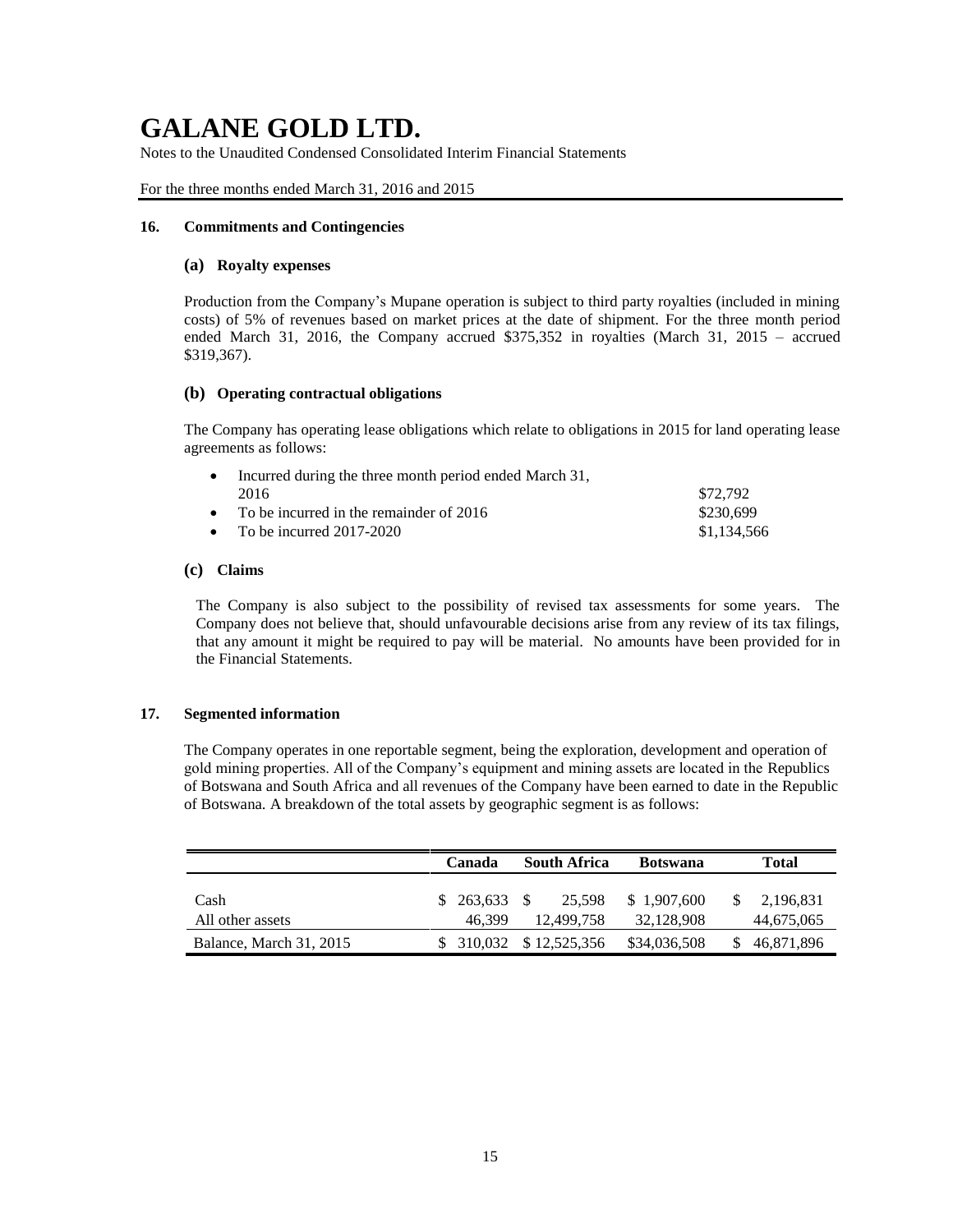# GALANE GOLD LTD.

Notes to the Unaudited Condensed Consolidated Interim Financial Statements

For the three months ended March 31, 2016 and 2015

## 16. Commitments and Contingencies

### (a) Royalty expenses

Production from the Company's Mupane operation is subject to third party royalties (included in mining costs) of 5% of revenues based on market prices at the date of shipment. For the three month period ended March 31, 2016, the Company accrued $375,352 in royalties (March 31, 2015 – accrued $319,367).

### (b) Operating contractual obligations

The Company has operating lease obligations which relate to obligations in 2015 for land operating lease agreements as follows:

| | |
|---|---|
| • Incurred during the three month period ended March 31, 2016 | $72,792 |
| • To be incurred in the remainder of 2016 | $230,699 |
| • To be incurred 2017-2020 | $1,134,566 |

### (c) Claims

The Company is also subject to the possibility of revised tax assessments for some years. The Company does not believe that, should unfavourable decisions arise from any review of its tax filings, that any amount it might be required to pay will be material. No amounts have been provided for in the Financial Statements.

## 17. Segmented information

The Company operates in one reportable segment, being the exploration, development and operation of gold mining properties. All of the Company's equipment and mining assets are located in the Republics of Botswana and South Africa and all revenues of the Company have been earned to date in the Republic of Botswana. A breakdown of the total assets by geographic segment is as follows:

| | Canada | South Africa | Botswana | Total |
|---|---|---|---|---|
| Cash | $ 263,633 | $ 25,598 | $ 1,907,600 | $ 2,196,831 |
| All other assets | 46,399 | 12,499,758 | 32,128,908 | 44,675,065 |
| Balance, March 31, 2015 | $ 310,032 | $ 12,525,356 | $34,036,508 | $ 46,871,896 |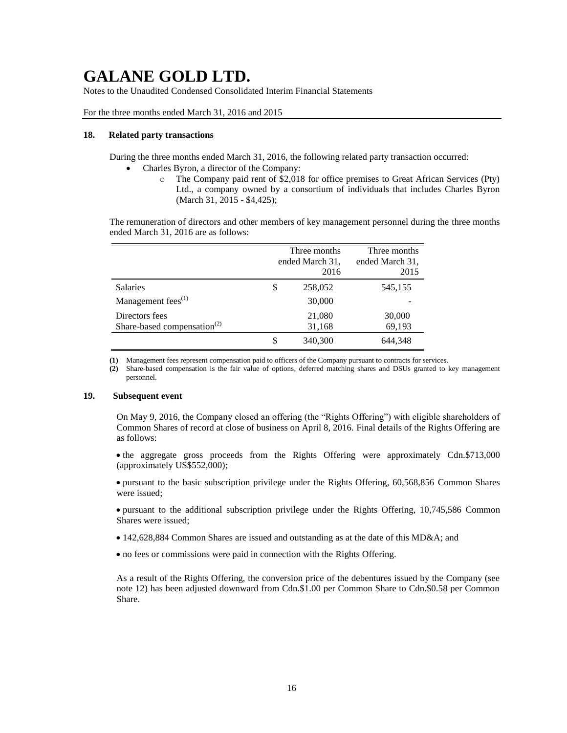# GALANE GOLD LTD.

Notes to the Unaudited Condensed Consolidated Interim Financial Statements

For the three months ended March 31, 2016 and 2015

### 18. Related party transactions

During the three months ended March 31, 2016, the following related party transaction occurred:

- Charles Byron, a director of the Company:
  - The Company paid rent of $2,018 for office premises to Great African Services (Pty) Ltd., a company owned by a consortium of individuals that includes Charles Byron (March 31, 2015 - $4,425);

The remuneration of directors and other members of key management personnel during the three months ended March 31, 2016 are as follows:

| | | Three months ended March 31, 2016 | Three months ended March 31, 2015 |
|---|---|---|---|
| Salaries | $ | 258,052 | 545,155 |
| Management fees[(1)] | | 30,000 | - |
| Directors fees | | 21,080 | 30,000 |
| Share-based compensation[(2)] | | 31,168 | 69,193 |
| | $ | 340,300 | 644,348 |

**(1)** Management fees represent compensation paid to officers of the Company pursuant to contracts for services.
**(2)** Share-based compensation is the fair value of options, deferred matching shares and DSUs granted to key management personnel.

### 19. Subsequent event

On May 9, 2016, the Company closed an offering (the "Rights Offering") with eligible shareholders of Common Shares of record at close of business on April 8, 2016. Final details of the Rights Offering are as follows:

- the aggregate gross proceeds from the Rights Offering were approximately Cdn.$713,000 (approximately US$552,000);
- pursuant to the basic subscription privilege under the Rights Offering, 60,568,856 Common Shares were issued;
- pursuant to the additional subscription privilege under the Rights Offering, 10,745,586 Common Shares were issued;
- 142,628,884 Common Shares are issued and outstanding as at the date of this MD&A; and
- no fees or commissions were paid in connection with the Rights Offering.

As a result of the Rights Offering, the conversion price of the debentures issued by the Company (see note 12) has been adjusted downward from Cdn.$1.00 per Common Share to Cdn.$0.58 per Common Share.